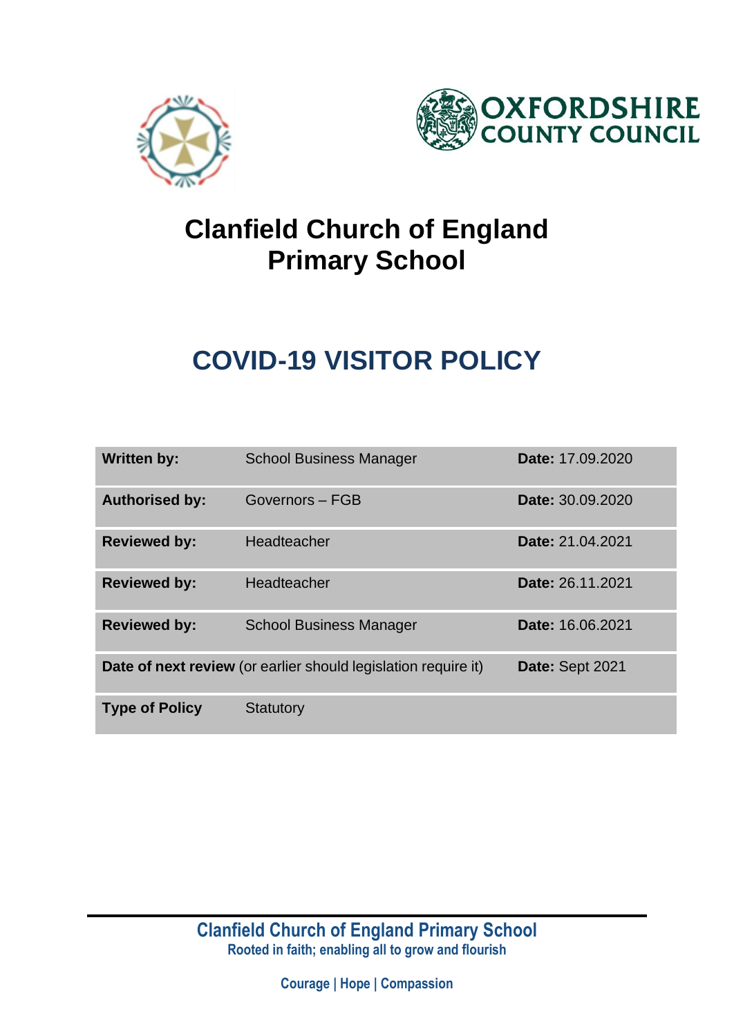OXFORDSHIRE COUNTY COUNCIL

# Clanfield Church of England Primary School

# COVID-19 VISITOR POLICY

| | | |
|---|---|---|
| **Written by:** | School Business Manager | **Date:** 17.09.2020 |
| **Authorised by:** | Governors – FGB | **Date:** 30.09.2020 |
| **Reviewed by:** | Headteacher | **Date:** 21.04.2021 |
| **Reviewed by:** | Headteacher | **Date:** 26.11.2021 |
| **Reviewed by:** | School Business Manager | **Date:** 16.06.2021 |
| **Date of next review** (or earlier should legislation require it) | | **Date:** Sept 2021 |
| **Type of Policy** | Statutory | |

**Clanfield Church of England Primary School**
**Rooted in faith; enabling all to grow and flourish**

**Courage | Hope | Compassion**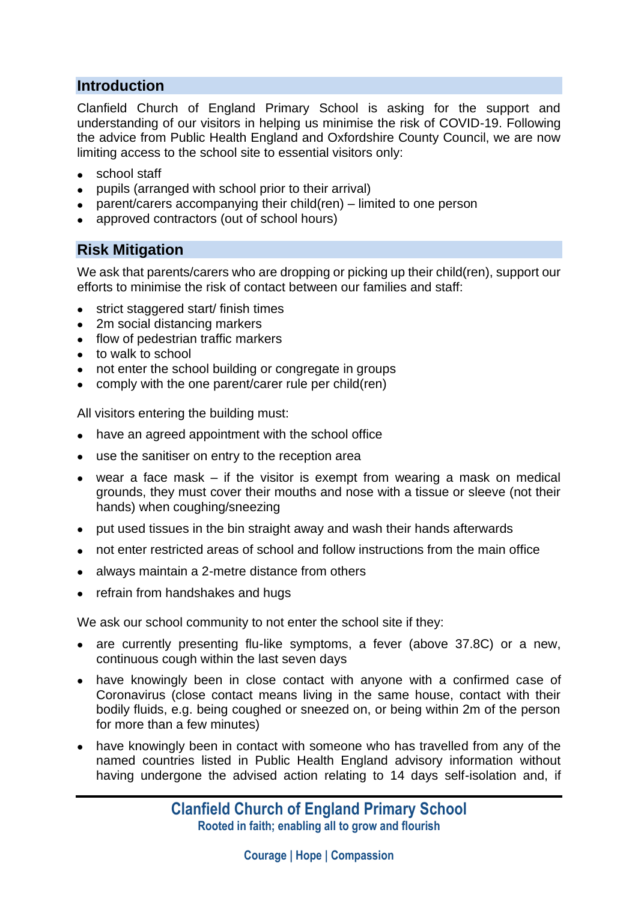## Introduction

Clanfield Church of England Primary School is asking for the support and understanding of our visitors in helping us minimise the risk of COVID-19. Following the advice from Public Health England and Oxfordshire County Council, we are now limiting access to the school site to essential visitors only:

- school staff
- pupils (arranged with school prior to their arrival)
- parent/carers accompanying their child(ren) – limited to one person
- approved contractors (out of school hours)

## Risk Mitigation

We ask that parents/carers who are dropping or picking up their child(ren), support our efforts to minimise the risk of contact between our families and staff:

- strict staggered start/ finish times
- 2m social distancing markers
- flow of pedestrian traffic markers
- to walk to school
- not enter the school building or congregate in groups
- comply with the one parent/carer rule per child(ren)

All visitors entering the building must:

- have an agreed appointment with the school office
- use the sanitiser on entry to the reception area
- wear a face mask – if the visitor is exempt from wearing a mask on medical grounds, they must cover their mouths and nose with a tissue or sleeve (not their hands) when coughing/sneezing
- put used tissues in the bin straight away and wash their hands afterwards
- not enter restricted areas of school and follow instructions from the main office
- always maintain a 2-metre distance from others
- refrain from handshakes and hugs

We ask our school community to not enter the school site if they:

- are currently presenting flu-like symptoms, a fever (above 37.8C) or a new, continuous cough within the last seven days
- have knowingly been in close contact with anyone with a confirmed case of Coronavirus (close contact means living in the same house, contact with their bodily fluids, e.g. being coughed or sneezed on, or being within 2m of the person for more than a few minutes)
- have knowingly been in contact with someone who has travelled from any of the named countries listed in Public Health England advisory information without having undergone the advised action relating to 14 days self-isolation and, if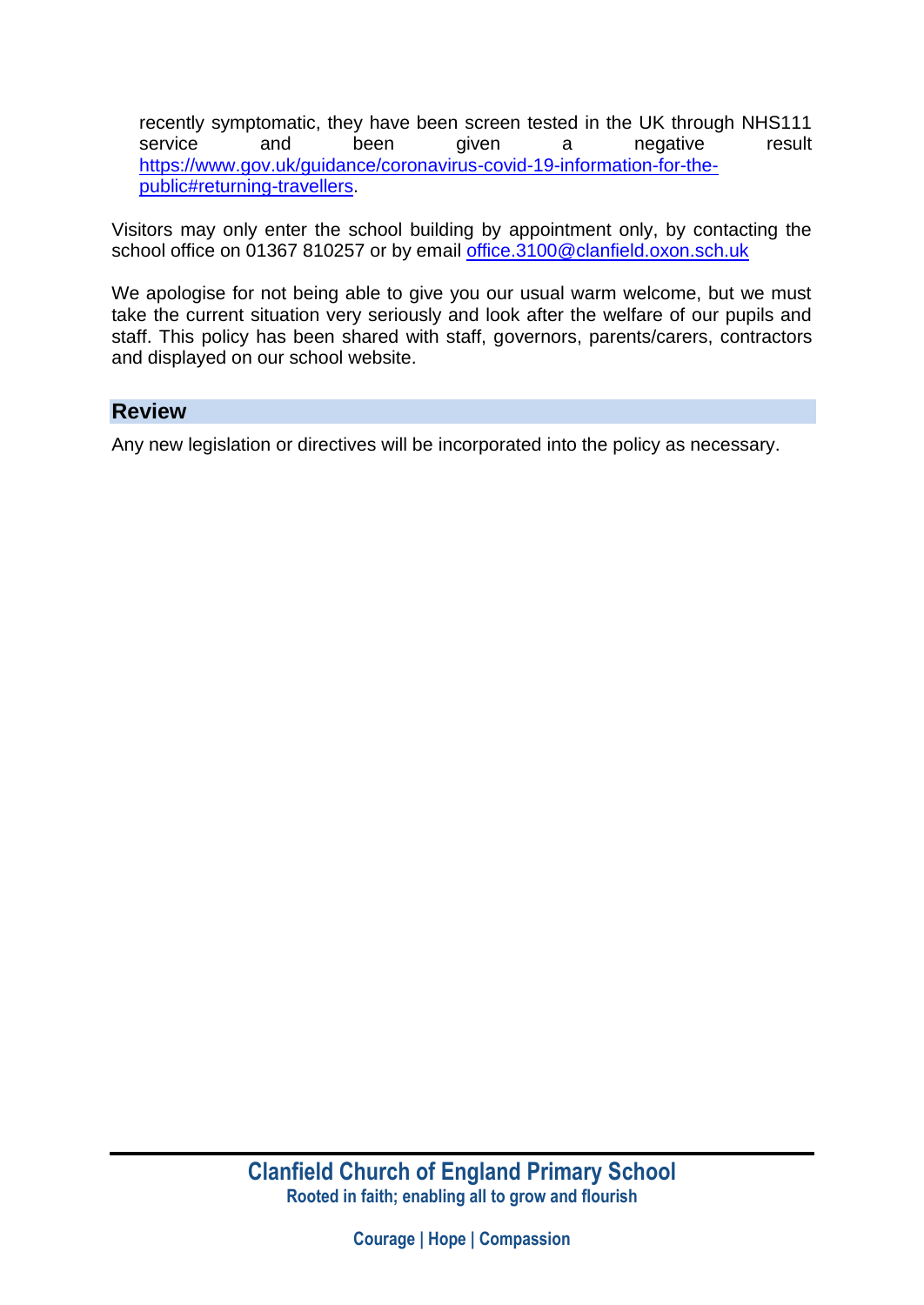recently symptomatic, they have been screen tested in the UK through NHS111 service and been given a negative result https://www.gov.uk/guidance/coronavirus-covid-19-information-for-the-public#returning-travellers.

Visitors may only enter the school building by appointment only, by contacting the school office on 01367 810257 or by email office.3100@clanfield.oxon.sch.uk

We apologise for not being able to give you our usual warm welcome, but we must take the current situation very seriously and look after the welfare of our pupils and staff. This policy has been shared with staff, governors, parents/carers, contractors and displayed on our school website.

## Review

Any new legislation or directives will be incorporated into the policy as necessary.